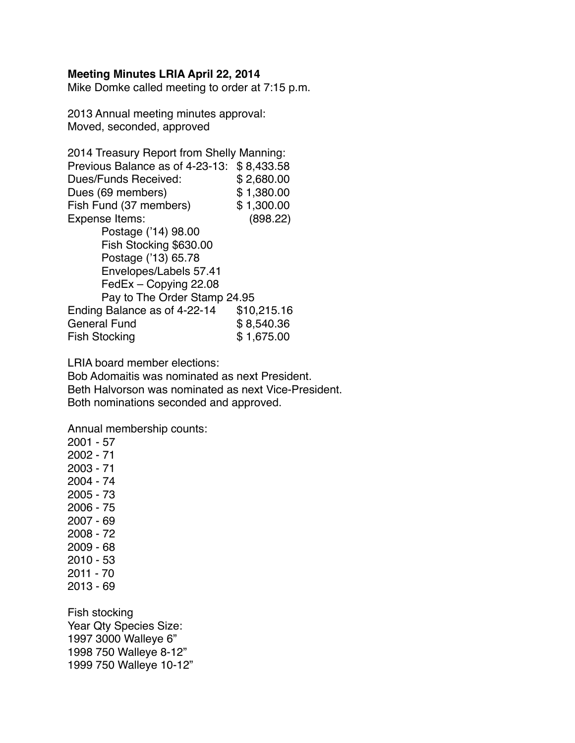**Meeting Minutes LRIA April 22, 2014**

Mike Domke called meeting to order at 7:15 p.m.

2013 Annual meeting minutes approval:
Moved, seconded, approved

2014 Treasury Report from Shelly Manning:

| | |
|---|---|
| Previous Balance as of 4-23-13: | $ 8,433.58 |
| Dues/Funds Received: | $ 2,680.00 |
| Dues (69 members) | $ 1,380.00 |
| Fish Fund (37 members) | $ 1,300.00 |
| Expense Items: | (898.22) |
| Postage ('14) 98.00 | |
| Fish Stocking $630.00 | |
| Postage ('13) 65.78 | |
| Envelopes/Labels 57.41 | |
| FedEx – Copying 22.08 | |
| Pay to The Order Stamp 24.95 | |
| Ending Balance as of 4-22-14 | $10,215.16 |
| General Fund | $ 8,540.36 |
| Fish Stocking | $ 1,675.00 |

LRIA board member elections:
Bob Adomaitis was nominated as next President.
Beth Halvorson was nominated as next Vice-President.
Both nominations seconded and approved.

Annual membership counts:
2001 - 57
2002 - 71
2003 - 71
2004 - 74
2005 - 73
2006 - 75
2007 - 69
2008 - 72
2009 - 68
2010 - 53
2011 - 70
2013 - 69

Fish stocking
Year Qty Species Size:
1997 3000 Walleye 6"
1998 750 Walleye 8-12"
1999 750 Walleye 10-12"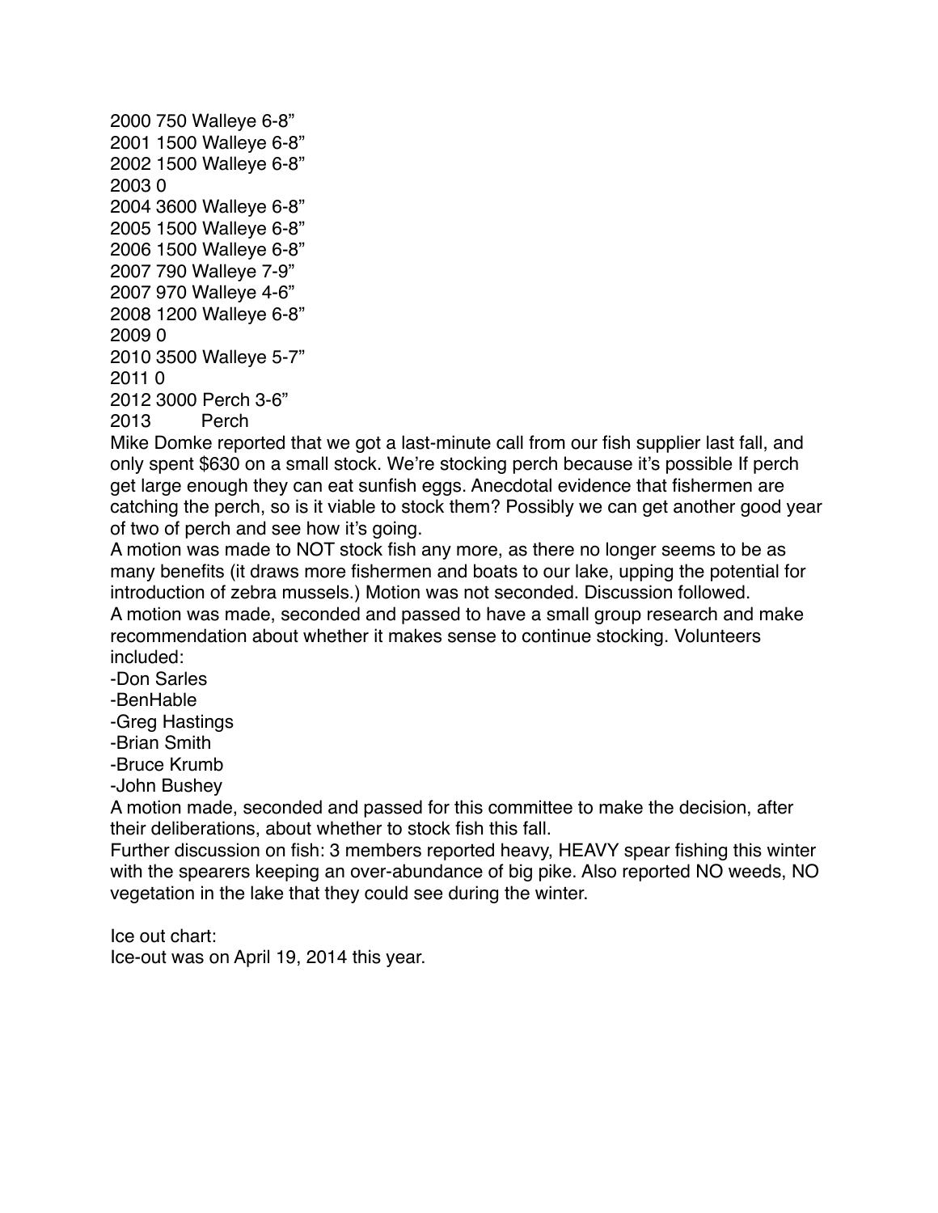2000 750 Walleye 6-8”
2001 1500 Walleye 6-8”
2002 1500 Walleye 6-8”
2003 0
2004 3600 Walleye 6-8”
2005 1500 Walleye 6-8”
2006 1500 Walleye 6-8”
2007 790 Walleye 7-9”
2007 970 Walleye 4-6”
2008 1200 Walleye 6-8”
2009 0
2010 3500 Walleye 5-7”
2011 0
2012 3000 Perch 3-6”
2013 Perch

Mike Domke reported that we got a last-minute call from our fish supplier last fall, and only spent $630 on a small stock. We’re stocking perch because it’s possible If perch get large enough they can eat sunfish eggs. Anecdotal evidence that fishermen are catching the perch, so is it viable to stock them? Possibly we can get another good year of two of perch and see how it’s going.

A motion was made to NOT stock fish any more, as there no longer seems to be as many benefits (it draws more fishermen and boats to our lake, upping the potential for introduction of zebra mussels.) Motion was not seconded. Discussion followed.

A motion was made, seconded and passed to have a small group research and make recommendation about whether it makes sense to continue stocking. Volunteers included:

-Don Sarles
-BenHable
-Greg Hastings
-Brian Smith
-Bruce Krumb
-John Bushey

A motion made, seconded and passed for this committee to make the decision, after their deliberations, about whether to stock fish this fall.

Further discussion on fish: 3 members reported heavy, HEAVY spear fishing this winter with the spearers keeping an over-abundance of big pike. Also reported NO weeds, NO vegetation in the lake that they could see during the winter.

Ice out chart:
Ice-out was on April 19, 2014 this year.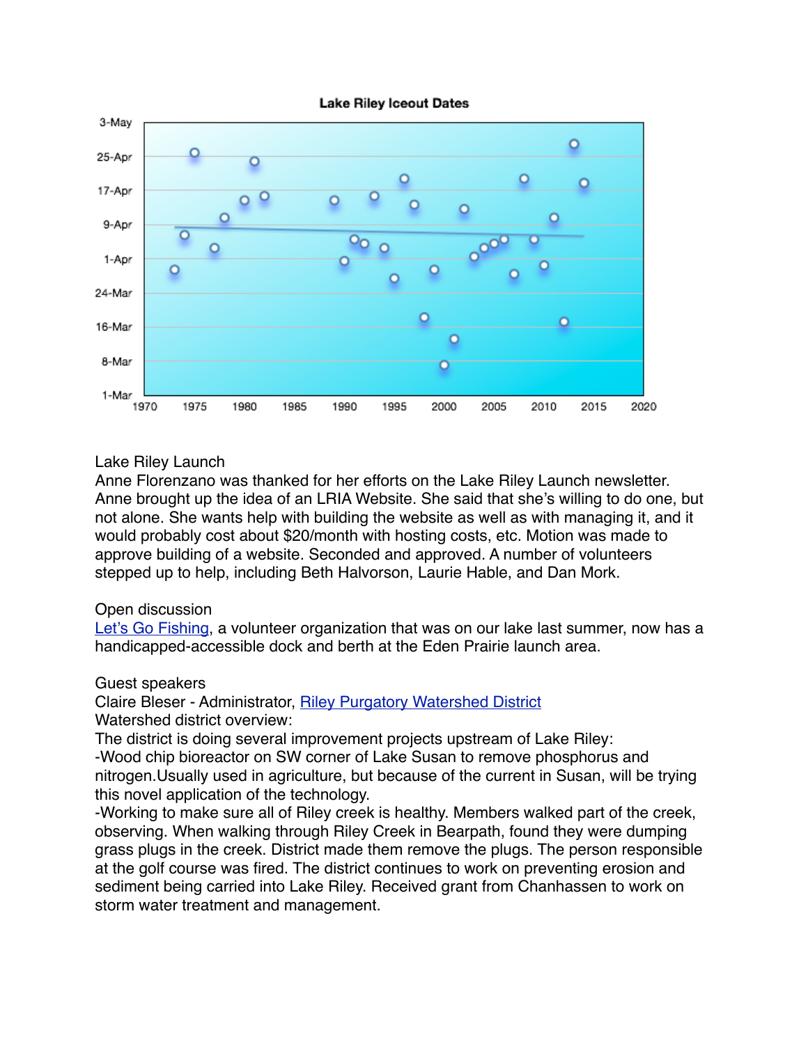Lake Riley Launch
Anne Florenzano was thanked for her efforts on the Lake Riley Launch newsletter. Anne brought up the idea of an LRIA Website. She said that she's willing to do one, but not alone. She wants help with building the website as well as with managing it, and it would probably cost about $20/month with hosting costs, etc. Motion was made to approve building of a website. Seconded and approved. A number of volunteers stepped up to help, including Beth Halvorson, Laurie Hable, and Dan Mork.

Open discussion
[Let's Go Fishing](), a volunteer organization that was on our lake last summer, now has a handicapped-accessible dock and berth at the Eden Prairie launch area.

Guest speakers
Claire Bleser - Administrator, [Riley Purgatory Watershed District]()
Watershed district overview:
The district is doing several improvement projects upstream of Lake Riley:
-Wood chip bioreactor on SW corner of Lake Susan to remove phosphorus and nitrogen.Usually used in agriculture, but because of the current in Susan, will be trying this novel application of the technology.
-Working to make sure all of Riley creek is healthy. Members walked part of the creek, observing. When walking through Riley Creek in Bearpath, found they were dumping grass plugs in the creek. District made them remove the plugs. The person responsible at the golf course was fired. The district continues to work on preventing erosion and sediment being carried into Lake Riley. Received grant from Chanhassen to work on storm water treatment and management.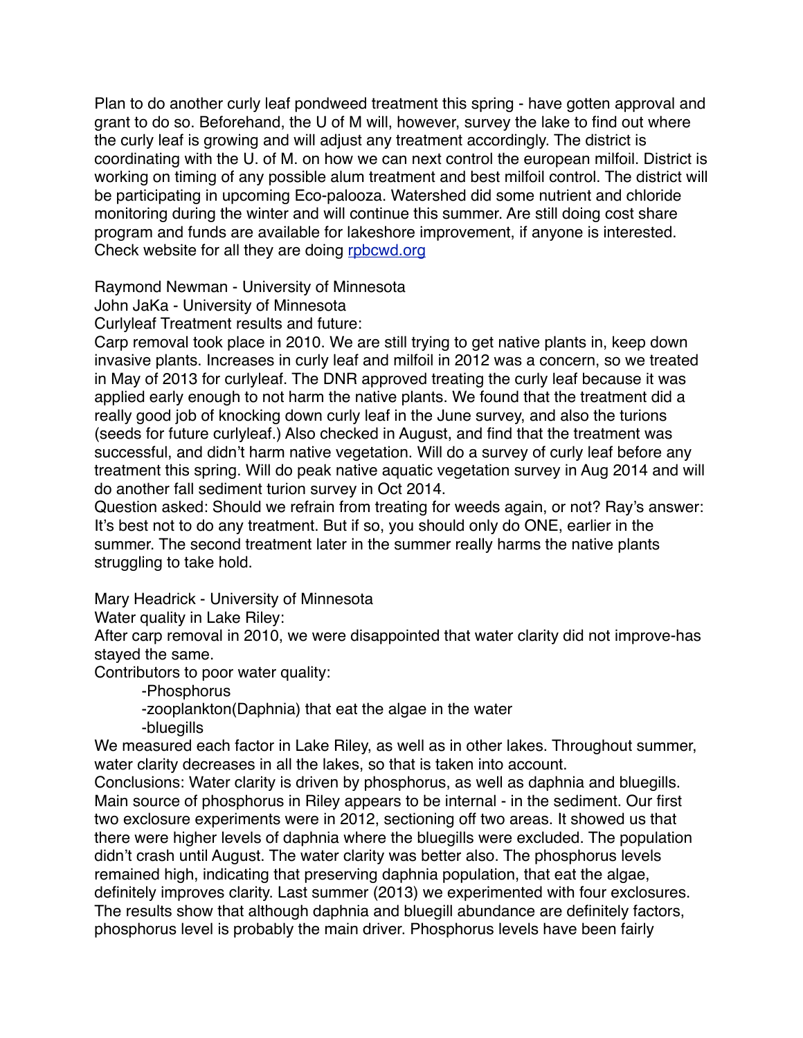Plan to do another curly leaf pondweed treatment this spring - have gotten approval and grant to do so. Beforehand, the U of M will, however, survey the lake to find out where the curly leaf is growing and will adjust any treatment accordingly. The district is coordinating with the U. of M. on how we can next control the european milfoil. District is working on timing of any possible alum treatment and best milfoil control. The district will be participating in upcoming Eco-palooza. Watershed did some nutrient and chloride monitoring during the winter and will continue this summer. Are still doing cost share program and funds are available for lakeshore improvement, if anyone is interested. Check website for all they are doing [rpbcwd.org](rpbcwd.org)

Raymond Newman - University of Minnesota
John JaKa - University of Minnesota
Curlyleaf Treatment results and future:
Carp removal took place in 2010. We are still trying to get native plants in, keep down invasive plants. Increases in curly leaf and milfoil in 2012 was a concern, so we treated in May of 2013 for curlyleaf. The DNR approved treating the curly leaf because it was applied early enough to not harm the native plants. We found that the treatment did a really good job of knocking down curly leaf in the June survey, and also the turions (seeds for future curlyleaf.) Also checked in August, and find that the treatment was successful, and didn't harm native vegetation. Will do a survey of curly leaf before any treatment this spring. Will do peak native aquatic vegetation survey in Aug 2014 and will do another fall sediment turion survey in Oct 2014.
Question asked: Should we refrain from treating for weeds again, or not? Ray's answer: It's best not to do any treatment. But if so, you should only do ONE, earlier in the summer. The second treatment later in the summer really harms the native plants struggling to take hold.

Mary Headrick - University of Minnesota
Water quality in Lake Riley:
After carp removal in 2010, we were disappointed that water clarity did not improve-has stayed the same.
Contributors to poor water quality:

-Phosphorus
-zooplankton(Daphnia) that eat the algae in the water
-bluegills

We measured each factor in Lake Riley, as well as in other lakes. Throughout summer, water clarity decreases in all the lakes, so that is taken into account.
Conclusions: Water clarity is driven by phosphorus, as well as daphnia and bluegills. Main source of phosphorus in Riley appears to be internal - in the sediment. Our first two exclosure experiments were in 2012, sectioning off two areas. It showed us that there were higher levels of daphnia where the bluegills were excluded. The population didn't crash until August. The water clarity was better also. The phosphorus levels remained high, indicating that preserving daphnia population, that eat the algae, definitely improves clarity. Last summer (2013) we experimented with four exclosures. The results show that although daphnia and bluegill abundance are definitely factors, phosphorus level is probably the main driver. Phosphorus levels have been fairly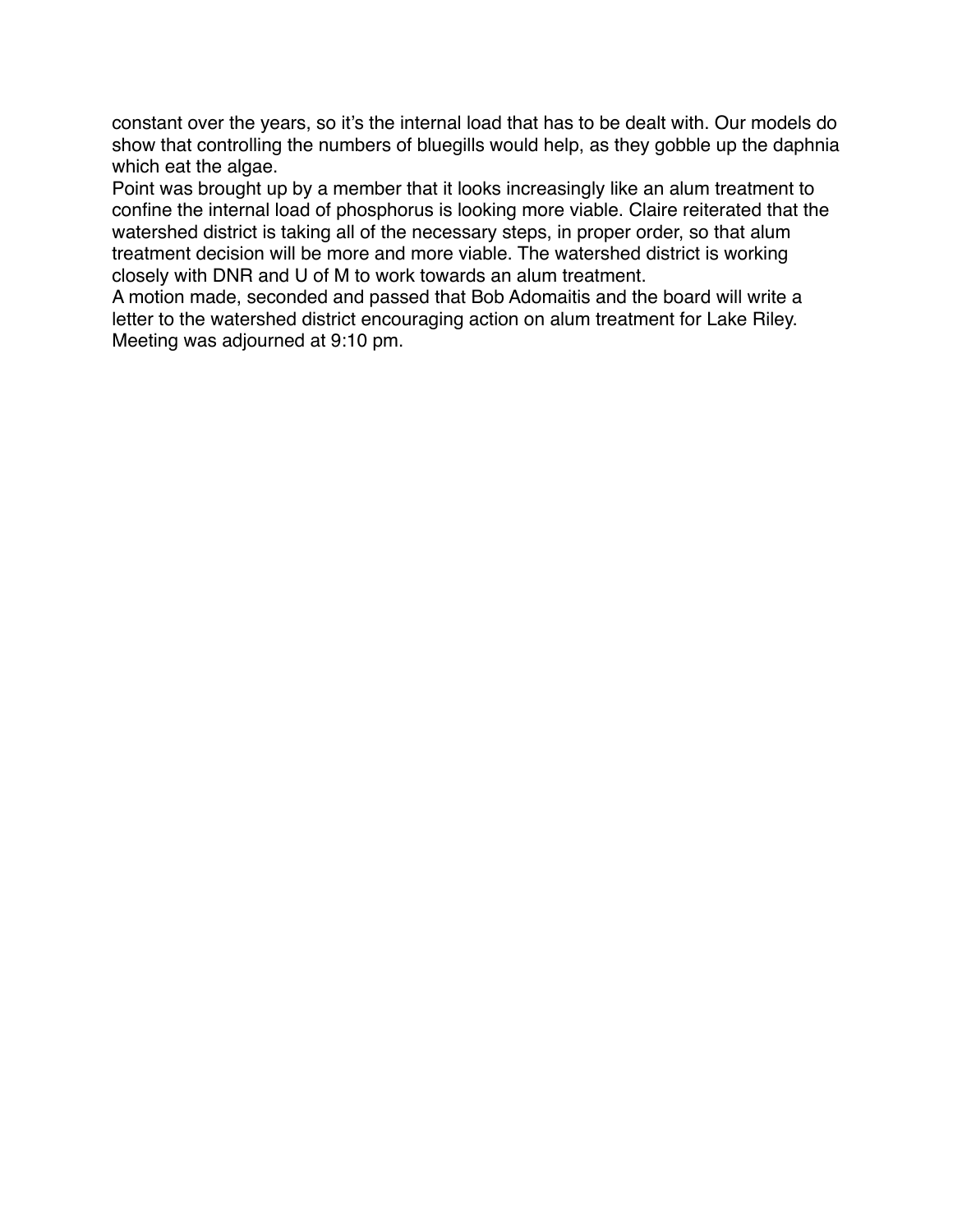constant over the years, so it's the internal load that has to be dealt with. Our models do show that controlling the numbers of bluegills would help, as they gobble up the daphnia which eat the algae.

Point was brought up by a member that it looks increasingly like an alum treatment to confine the internal load of phosphorus is looking more viable. Claire reiterated that the watershed district is taking all of the necessary steps, in proper order, so that alum treatment decision will be more and more viable. The watershed district is working closely with DNR and U of M to work towards an alum treatment.

A motion made, seconded and passed that Bob Adomaitis and the board will write a letter to the watershed district encouraging action on alum treatment for Lake Riley.

Meeting was adjourned at 9:10 pm.